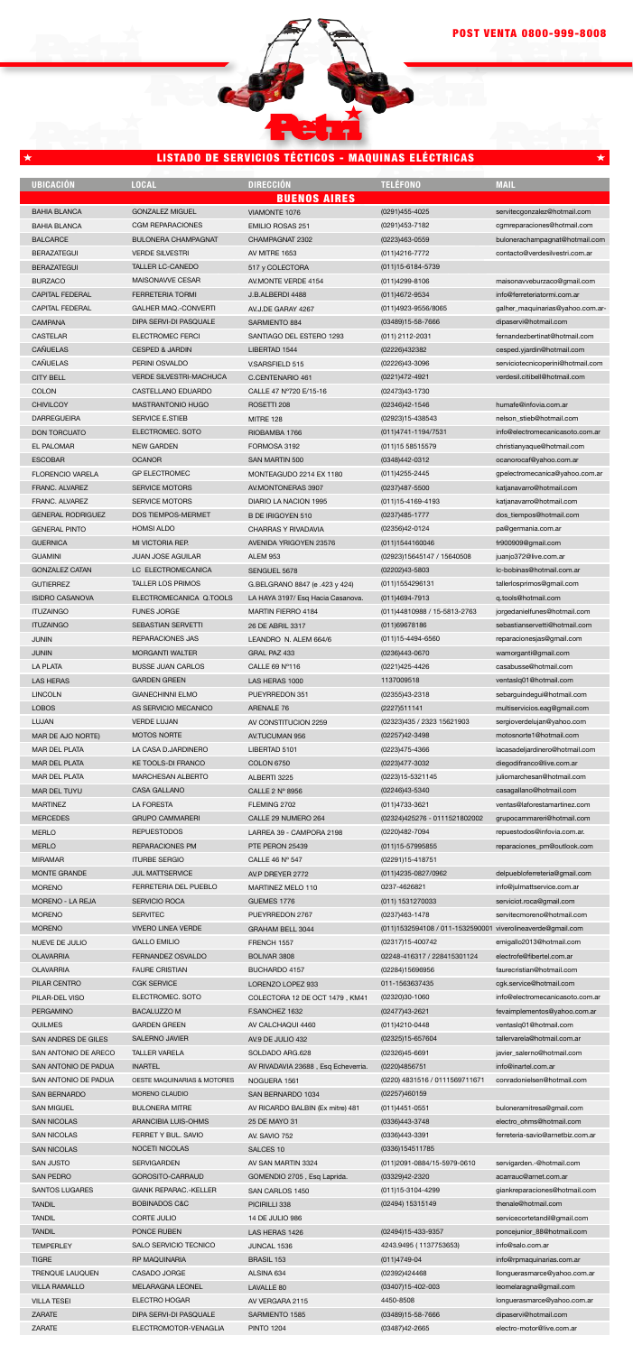POST VENTA 0800-999-8008

# LISTADO DE SERVICIOS TÉCNICOS - MAQUINAS ELÉCTRICAS

| UBICACIÓN | LOCAL | DIRECCIÓN | TELÉFONO | MAIL |
|---|---|---|---|---|
| | | **BUENOS AIRES** | | |
| BAHIA BLANCA | GONZALEZ MIGUEL | VIAMONTE 1076 | (0291)455-4025 | servitecgonzalez@hotmail.com |
| BAHIA BLANCA | CGM REPARACIONES | EMILIO ROSAS 251 | (0291)453-7182 | cgmreparaciones@hotmail.com |
| BALCARCE | BULONERA CHAMPAGNAT | CHAMPAGNAT 2302 | (0223)463-0559 | bulonerachampagnat@hotmail.com |
| BERAZATEGUI | VERDE SILVESTRI | AV MITRE 1653 | (011)4216-7772 | contacto@verdesilvestri.com.ar |
| BERAZATEGUI | TALLER LC-CANEDO | 517 y COLECTORA | (011)15-6184-5739 | |
| BURZACO | MAISONAVVE CESAR | AV.MONTE VERDE 4154 | (011)4299-8106 | maisonavveburzaco@gmail.com |
| CAPITAL FEDERAL | FERRETERIA TORMI | J.B.ALBERDI 4488 | (011)4672-9534 | info@ferreteriatormi.com.ar |
| CAPITAL FEDERAL | GALHER MAQ.-CONVERTI | AV.J.DE GARAY 4267 | (011)4923-9556/8065 | galher_maquinarias@yahoo.com.ar- |
| CAMPANA | DIPA SERVI-DI PASQUALE | SARMIENTO 884 | (03489)15-58-7666 | dipaservi@hotmail.com |
| CASTELAR | ELECTROMEC FERCI | SANTIAGO DEL ESTERO 1293 | (011) 2112-2031 | fernandezbertinat@hotmail.com |
| CAÑUELAS | CESPED & JARDIN | LIBERTAD 1544 | (02226)432382 | cesped.yjardin@hotmail.com |
| CAÑUELAS | PERINI OSVALDO | V.SARSFIELD 515 | (02226)43-3096 | serviciotecnicoperini@hotmail.com |
| CITY BELL | VERDE SILVESTRI-MACHUCA | C.CENTENARIO 461 | (0221)472-4921 | verdesil.citibell@hotmail.com |
| COLON | CASTELLANO EDUARDO | CALLE 47 Nº720 E/15-16 | (02473)43-1730 | |
| CHIVILCOY | MASTRANTONIO HUGO | ROSETTI 208 | (02346)42-1546 | humafe@infovia.com.ar |
| DARREGUEIRA | SERVICE E.STIEB | MITRE 128 | (02923)15-438543 | nelson_stieb@hotmail.com |
| DON TORCUATO | ELECTROMEC. SOTO | RIOBAMBA 1766 | (011)4741-1194/7531 | info@electromecanicasoto.com.ar |
| EL PALOMAR | NEW GARDEN | FORMOSA 3192 | (011)15 58515579 | christianyaque@hotmail.com |
| ESCOBAR | OCANOR | SAN MARTIN 500 | (0348)442-0312 | ocanorocaf@yahoo.com.ar |
| FLORENCIO VARELA | GP ELECTROMEC | MONTEAGUDO 2214 EX 1180 | (011)4255-2445 | gpelectromecanica@yahoo.com.ar |
| FRANC. ALVAREZ | SERVICE MOTORS | AV.MONTONERAS 3907 | (0237)487-5500 | katjanavarro@hotmail.com |
| FRANC. ALVAREZ | SERVICE MOTORS | DIARIO LA NACION 1995 | (011)15-4169-4193 | katjanavarro@hotmail.com |
| GENERAL RODRIGUEZ | DOS TIEMPOS-MERMET | B DE IRIGOYEN 510 | (0237)485-1777 | dos_tiempos@hotmail.com |
| GENERAL PINTO | HOMSI ALDO | CHARRAS Y RIVADAVIA | (02356)42-0124 | pa@germania.com.ar |
| GUERNICA | MI VICTORIA REP. | AVENIDA YRIGOYEN 23576 | (011)1544160046 | fr900909@gmail.com |
| GUAMINI | JUAN JOSE AGUILAR | ALEM 953 | (02923)15645147 / 15640508 | juanjo372@live.com.ar |
| GONZALEZ CATAN | LC ELECTROMECANICA | SENGUEL 5678 | (02202)43-5803 | lc-bobinas@hotmail.com.ar |
| GUTIERREZ | TALLER LOS PRIMOS | G.BELGRANO 8847 (e .423 y 424) | (011)1554296131 | tallerlosprimos@gmail.com |
| ISIDRO CASANOVA | ELECTROMECANICA Q.TOOLS | LA HAYA 3197/ Esq Hacia Casanova. | (011)4694-7913 | q.tools@hotmail.com |
| ITUZAINGO | FUNES JORGE | MARTIN FIERRO 4184 | (011)44810988 / 15-5813-2763 | jorgedanielfunes@hotmail.com |
| ITUZAINGO | SEBASTIAN SERVETTI | 26 DE ABRIL 3317 | (011)69678186 | sebastianservetti@hotmail.com |
| JUNIN | REPARACIONES JAS | LEANDRO N. ALEM 664/6 | (011)15-4494-6560 | reparacionesjas@gmail.com |
| JUNIN | MORGANTI WALTER | GRAL PAZ 433 | (0236)443-0670 | wamorganti@gmail.com |
| LA PLATA | BUSSE JUAN CARLOS | CALLE 69 Nº116 | (0221)425-4426 | casabusse@hotmail.com |
| LAS HERAS | GARDEN GREEN | LAS HERAS 1000 | 1137009518 | ventaslq01@hotmail.com |
| LINCOLN | GIANECHINNI ELMO | PUEYRREDON 351 | (02355)43-2318 | sebarguindegui@hotmail.com |
| LOBOS | AS SERVICIO MECANICO | ARENALE 76 | (2227)511141 | multiservicios.eag@gmail.com |
| LUJAN | VERDE LUJAN | AV CONSTITUCION 2259 | (02323)435 / 2323 15621903 | sergioverdelujan@yahoo.com |
| MAR DE AJO NORTE) | MOTOS NORTE | AV.TUCUMAN 956 | (02257)42-3498 | motosnorte1@hotmail.com |
| MAR DEL PLATA | LA CASA D.JARDINERO | LIBERTAD 5101 | (0223)475-4366 | lacasadeljardinero@hotmail.com |
| MAR DEL PLATA | KE TOOLS-DI FRANCO | COLON 6750 | (0223)477-3032 | diegodifranco@live.com.ar |
| MAR DEL PLATA | MARCHESAN ALBERTO | ALBERTI 3225 | (0223)15-5321145 | juliomarchesan@hotmail.com |
| MAR DEL TUYU | CASA GALLANO | CALLE 2 Nº 8956 | (02246)43-5340 | casagallano@hotmail.com |
| MARTINEZ | LA FORESTA | FLEMING 2702 | (011)4733-3621 | ventas@laforestamartinez.com |
| MERCEDES | GRUPO CAMMARERI | CALLE 29 NUMERO 264 | (02324)425276 - 0111521802002 | grupocammareri@hotmail.com |
| MERLO | REPUESTODOS | LARREA 39 - CAMPORA 2198 | (0220)482-7094 | repuestodos@infovia.com.ar. |
| MERLO | REPARACIONES PM | PTE PERON 25439 | (011)15-57995855 | reparaciones_pm@outlook.com |
| MIRAMAR | ITURBE SERGIO | CALLE 46 Nº 547 | (02291)15-418751 | |
| MONTE GRANDE | JUL MATTSERVICE | AV.P DREYER 2772 | (011)4235-0827/0962 | delpuebloferreteria@gmail.com |
| MORENO | FERRETERIA DEL PUEBLO | MARTINEZ MELO 110 | 0237-4626821 | info@julmattservice.com.ar |
| MORENO - LA REJA | SERVICIO ROCA | GUEMES 1776 | (011) 1531270033 | serviciot.roca@gmail.com |
| MORENO | SERVITEC | PUEYRREDON 2767 | (0237)463-1478 | servitecmoreno@hotmail.com |
| MORENO | VIVERO LINEA VERDE | GRAHAM BELL 3044 | (011)1532594108 / 011-1532590001 | viverolineaverde@gmail.com |
| NUEVE DE JULIO | GALLO EMILIO | FRENCH 1557 | (02317)15-400742 | emigallo2013@hotmail.com |
| OLAVARRIA | FERNANDEZ OSVALDO | BOLIVAR 3808 | 02248-416317 / 228415301124 | electrofe@fibertel.com.ar |
| OLAVARRIA | FAURE CRISTIAN | BUCHARDO 4157 | (02284)15696956 | faurecristian@hotmail.com |
| PILAR CENTRO | CGK SERVICE | LORENZO LOPEZ 933 | 011-1563637435 | cgk.service@hotmail.com |
| PILAR-DEL VISO | ELECTROMEC. SOTO | COLECTORA 12 DE OCT 1479 , KM41 | (02320)30-1060 | info@electromecanicasoto.com.ar |
| PERGAMINO | BACALUZZO M | F.SANCHEZ 1632 | (02477)43-2621 | fevaimplementos@yahoo.com.ar |
| QUILMES | GARDEN GREEN | AV CALCHAQUI 4460 | (011)4210-0448 | ventaslq01@hotmail.com |
| SAN ANDRES DE GILES | SALERNO JAVIER | AV.9 DE JULIO 432 | (02325)15-657604 | tallervarela@hotmail.com.ar |
| SAN ANTONIO DE ARECO | TALLER VARELA | SOLDADO ARG.628 | (02326)45-6691 | javier_salerno@hotmail.com |
| SAN ANTONIO DE PADUA | INARTEL | AV RIVADAVIA 23688 , Esq Echeverria. | (0220)4856751 | info@inartel.com.ar |
| SAN ANTONIO DE PADUA | OESTE MAQUINARIAS & MOTORES | NOGUERA 1561 | (0220) 4831516 / 0111569711671 | conradonielsen@hotmail.com |
| SAN BERNARDO | MORENO CLAUDIO | SAN BERNARDO 1034 | (02257)460159 | |
| SAN MIGUEL | BULONERA MITRE | AV RICARDO BALBIN (Ex mitre) 481 | (011)4451-0551 | buloneramitresa@gmail.com |
| SAN NICOLAS | ARANCIBIA LUIS-OHMS | 25 DE MAYO 31 | (0336)443-3748 | electro_ohms@hotmail.com |
| SAN NICOLAS | FERRET Y BUL. SAVIO | AV. SAVIO 752 | (0336)443-3391 | ferreteria-savio@arnetbiz.com.ar |
| SAN NICOLAS | NOCETI NICOLAS | SALCES 10 | (0336)154511785 | |
| SAN JUSTO | SERVIGARDEN | AV SAN MARTIN 3324 | (011)2091-0884/15-5979-0610 | servigarden.-@hotmail.com |
| SAN PEDRO | GOROSITO-CARRAUD | GOMENDIO 2705 , Esq Laprida. | (03329)42-2320 | acarrauc@arnet.com.ar |
| SANTOS LUGARES | GIANK REPARAC.-KELLER | SAN CARLOS 1450 | (011)15-3104-4299 | giankreparaciones@hotmail.com |
| TANDIL | BOBINADOS C&C | PICIRILLI 338 | (02494) 15315149 | thenale@hotmail.com |
| TANDIL | CORTE JULIO | 14 DE JULIO 986 | | servicecortetandil@gmail.com |
| TANDIL | PONCE RUBEN | LAS HERAS 1426 | (02494)15-433-9357 | poncejunior_88@hotmail.com |
| TEMPERLEY | SALO SERVICIO TECNICO | JUNCAL 1536 | 4243.9495 ( 1137753653) | info@salo.com.ar |
| TIGRE | RP MAQUINARIA | BRASIL 153 | (011)4749-04 | info@rpmaquinarias.com.ar |
| TRENQUE LAUQUEN | CASADO JORGE | ALSINA 634 | (02392)424468 | llonguerasmarce@yahoo.com.ar |
| VILLA RAMALLO | MELARAGNA LEONEL | LAVALLE 80 | (03407)15-402-003 | leomelaragna@gmail.com |
| VILLA TESEI | ELECTRO HOGAR | AV VERGARA 2115 | 4450-8508 | longuerasmarce@yahoo.com.ar |
| ZARATE | DIPA SERVI-DI PASQUALE | SARMIENTO 1585 | (03489)15-58-7666 | dipaservi@hotmail.com |
| ZARATE | ELECTROMOTOR-VENAGLIA | PINTO 1204 | (03487)42-2665 | electro-motor@live.com.ar |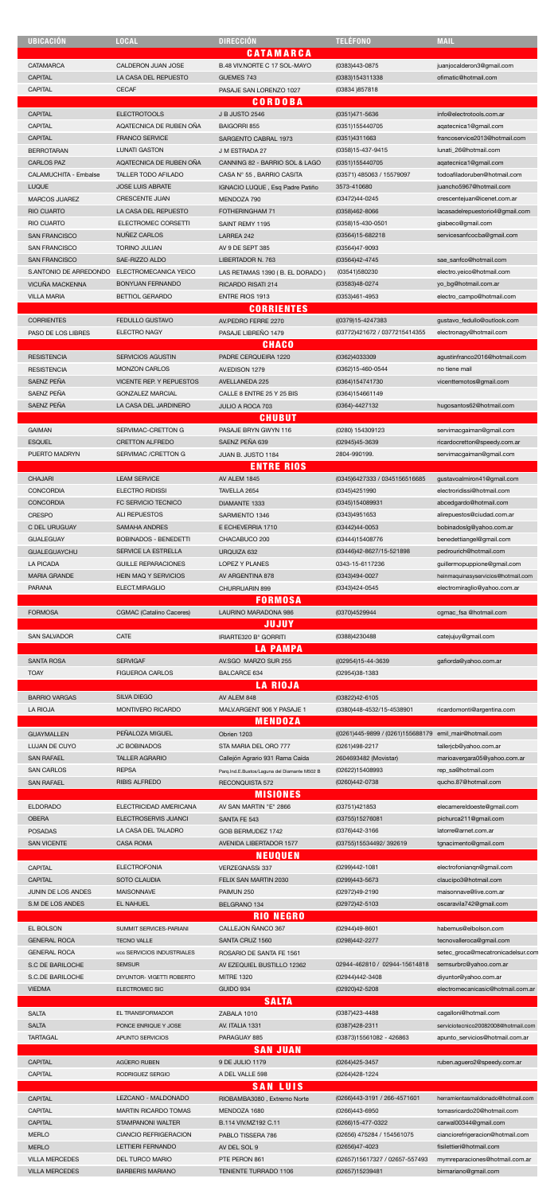| UBICACIÓN | LOCAL | DIRECCIÓN | TELÉFONO | MAIL |
|---|---|---|---|---|
| **CATAMARCA** | | | | |
| CATAMARCA | CALDERON JUAN JOSE | B.48 VIV.NORTE C 17 SOL-MAYO | (0383)443-0875 | juanjocalderon3@gmail.com |
| CAPITAL | LA CASA DEL REPUESTO | GUEMES 743 | (0383)154311338 | ofimatic@hotmail.com |
| CAPITAL | CECAF | PASAJE SAN LORENZO 1027 | (03834 )857818 | |
| **CORDOBA** | | | | |
| CAPITAL | ELECTROTOOLS | J B JUSTO 2546 | (0351)471-5636 | info@electrotools.com.ar |
| CAPITAL | AQATECNICA DE RUBEN OÑA | BAIGORRI 855 | (0351)155440705 | aqatecnica1@gmail.com |
| CAPITAL | FRANCO SERVICE | SARGENTO CABRAL 1973 | (0351)4311663 | francoservice2013@hotmail.com |
| BERROTARAN | LUNATI GASTON | J M ESTRADA 27 | (0358)15-437-9415 | lunati_26@hotmail.com |
| CARLOS PAZ | AQATECNICA DE RUBEN OÑA | CANNING 82 - BARRIO SOL & LAGO | (0351)155440705 | aqatecnica1@gmail.com |
| CALAMUCHITA - Embalse | TALLER TODO AFILADO | CASA N° 55 , BARRIO CASITA | (03571) 485063 / 15579097 | todoafiladoruben@hotmail.com |
| LUQUE | JOSE LUIS ABRATE | IGNACIO LUQUE , Esq Padre Patiño | 3573-410680 | juancho5967@hotmail.com |
| MARCOS JUAREZ | CRESCENTE JUAN | MENDOZA 790 | (03472)44-0245 | crescentejuan@icenet.com.ar |
| RIO CUARTO | LA CASA DEL REPUESTO | FOTHERINGHAM 71 | (0358)462-8066 | lacasadelrepuestorio4@gmail.com |
| RIO CUARTO | ELECTROMEC CORSETTI | SAINT REMY 1195 | (0358)15-430-0501 | giabeco@gmail.com |
| SAN FRANCISCO | NUÑEZ CARLOS | LARREA 242 | (03564)15-682218 | servicesanfcocba@gmail.com |
| SAN FRANCISCO | TORINO JULIAN | AV 9 DE SEPT 385 | (03564)47-9093 | |
| SAN FRANCISCO | SAE-RIZZO ALDO | LIBERTADOR N. 763 | (03564)42-4745 | sae_sanfco@hotmail.com |
| S.ANTONIO DE ARREDONDO | ELECTROMECANICA YEICO | LAS RETAMAS 1390 ( B. EL DORADO ) | (03541)580230 | electro.yeico@hotmail.com |
| VICUÑA MACKENNA | BONYUAN FERNANDO | RICARDO RISATI 214 | (03583)48-0274 | yo_bg@hotmail.com.ar |
| VILLA MARIA | BETTIOL GERARDO | ENTRE RIOS 1913 | (0353)461-4953 | electro_campo@hotmail.com |
| **CORRIENTES** | | | | |
| CORRIENTES | FEDULLO GUSTAVO | AV.PEDRO FERRE 2270 | ((0379)15-4247383 | gustavo_fedullo@outlook.com |
| PASO DE LOS LIBRES | ELECTRO NAGY | PASAJE LIBREÑO 1479 | (03772)421672 / 0377215414355 | electronagy@hotmail.com |
| **CHACO** | | | | |
| RESISTENCIA | SERVICIOS AGUSTIN | PADRE CERQUEIRA 1220 | (0362)4033309 | agustinfranco2016@hotmail.com |
| RESISTENCIA | MONZON CARLOS | AV.EDISON 1279 | (0362)15-460-0544 | no tiene mail |
| SAENZ PEÑA | VICENTE REP. Y REPUESTOS | AVELLANEDA 225 | (0364)154741730 | vicenttemotos@gmail.com |
| SAENZ PEÑA | GONZALEZ MARCIAL | CALLE 8 ENTRE 25 Y 25 BIS | (0364)154661149 | |
| SAENZ PEÑA | LA CASA DEL JARDINERO | JULIO A ROCA 703 | (0364)-4427132 | hugosantos62@hotmail.com |
| **CHUBUT** | | | | |
| GAIMAN | SERVIMAC-CRETTON G | PASAJE BRYN GWYN 116 | (0280) 154309123 | servimacgaiman@gmail.com |
| ESQUEL | CRETTON ALFREDO | SAENZ PEÑA 639 | (02945)45-3639 | ricardocretton@speedy.com.ar |
| PUERTO MADRYN | SERVIMAC /CRETTON G | JUAN B. JUSTO 1184 | 2804-990199. | servimacgaiman@gmail.com |
| **ENTRE RIOS** | | | | |
| CHAJARI | LEAM SERVICE | AV ALEM 1845 | (0345)6427333 / 0345156516685 | gustavoalmiron41@gmail.com |
| CONCORDIA | ELECTRO RIDISSI | TAVELLA 2654 | (0345)4251990 | electroridissi@hotmail.com |
| CONCORDIA | FC SERVICIO TECNICO | DIAMANTE 1333 | (0345)154089931 | abcedgardo@hotmail.com |
| CRESPO | ALI REPUESTOS | SARMIENTO 1346 | (0343)4951653 | alirepuestos@ciudad.com.ar |
| C DEL URUGUAY | SAMAHA ANDRES | E ECHEVERRIA 1710 | (03442)44-0053 | bobinadoslg@yahoo.com.ar |
| GUALEGUAY | BOBINADOS - BENEDETTI | CHACABUCO 200 | (03444)15408776 | benedettiangel@gmail.com |
| GUALEGUAYCHU | SERVICE LA ESTRELLA | URQUIZA 632 | (03446)42-8627/15-521898 | pedrourich@hotmail.com |
| LA PICADA | GUILLE REPARACIONES | LOPEZ Y PLANES | 0343-15-6117236 | guillermopuppione@gmail.com |
| MARIA GRANDE | HEIN MAQ Y SERVICIOS | AV ARGENTINA 878 | (0343)494-0027 | heinmaquinasyservicios@hotmail.com |
| PARANA | ELECT.MIRAGLIO | CHURRUARIN 899 | (0343)424-0545 | electromiraglio@yahoo.com.ar |
| **FORMOSA** | | | | |
| FORMOSA | CGMAC (Catalino Caceres) | LAURINO MARADONA 986 | (0370)4529944 | cgmac_fsa @hotmail.com |
| **JUJUY** | | | | |
| SAN SALVADOR | CATE | IRIARTE320 B° GORRITI | (0388)4230488 | catejujuy@gmail.com |
| **LA PAMPA** | | | | |
| SANTA ROSA | SERVIGAF | AV.SGO MARZO SUR 255 | ((02954)15-44-3639 | gafiorda@yahoo.com.ar |
| TOAY | FIGUEROA CARLOS | BALCARCE 634 | (02954)38-1383 | |
| **LA RIOJA** | | | | |
| BARRIO VARGAS | SILVA DIEGO | AV ALEM 848 | (03822)42-6105 | |
| LA RIOJA | MONTIVERO RICARDO | MALV.ARGENT 906 Y PASAJE 1 | (0380)448-4532/15-4538901 | ricardomonti@argentina.com |
| **MENDOZA** | | | | |
| GUAYMALLEN | PEÑALOZA MIGUEL | Obrien 1203 | ((0261)445-9899 / (0261)155688179 | emil_mair@hotmail.com |
| LUJAN DE CUYO | JC BOBINADOS | STA MARIA DEL ORO 777 | (0261)498-2217 | tallerjcb@yahoo.com.ar |
| SAN RAFAEL | TALLER AGRARIO | Callejón Agrario 931 Rama Caida | 2604693482 (Movistar) | marioavergara05@yahoo.com.ar |
| SAN CARLOS | REPSA | Parq.Ind.E.Bustos/Laguna del Diamante M502 B | (02622)15408993 | rep_sa@hotmail.com |
| SAN RAFAEL | RIBIS ALFREDO | RECONQUISTA 572 | (0260)442-0738 | qucho.87@hotmail.com |
| **MISIONES** | | | | |
| ELDORADO | ELECTRICIDAD AMERICANA | AV SAN MARTIN "E" 2866 | (03751)421853 | elecamereldoeste@gmail.com |
| OBERA | ELECTROSERVIS JUANCI | SANTA FE 543 | (03755)15276081 | pichurca211@gmail.com |
| POSADAS | LA CASA DEL TALADRO | GOB BERMUDEZ 1742 | (0376)442-3166 | latorre@arnet.com.ar |
| SAN VICENTE | CASA ROMA | AVENIDA LIBERTADOR 1577 | (03755)15534492/ 392619 | tgnacimento@gmail.com |
| **NEUQUEN** | | | | |
| CAPITAL | ELECTROFONIA | VERZEGNASSI 337 | (0299)442-1081 | electrofonianqn@gmail.com |
| CAPITAL | SOTO CLAUDIA | FELIX SAN MARTIN 2030 | (0299)443-5673 | claucipo3@hotmail.com |
| JUNIN DE LOS ANDES | MAISONNAVE | PAIMUN 250 | (02972)49-2190 | maisonnave@live.com.ar |
| S.M DE LOS ANDES | EL NAHUEL | BELGRANO 134 | (02972)42-5103 | oscaravila742@gmail.com |
| **RIO NEGRO** | | | | |
| EL BOLSON | SUMMIT SERVICES-PARIANI | CALLEJON ÑANCO 367 | (02944)49-8601 | habemus@elbolson.com |
| GENERAL ROCA | TECNO VALLE | SANTA CRUZ 1560 | (0298)442-2277 | tecnovalleroca@gmail.com |
| GENERAL ROCA | MCS SERVICIOS INDUSTRIALES | ROSARIO DE SANTA FE 1561 | | setec_groca@mecatronicadelsur.com |
| S.C DE BARILOCHE | SEMSUR | AV EZEQUIEL BUSTILLO 12362 | 02944-462810 / 02944-15614818 | semsurbrc@yahoo.com.ar |
| S.C.DE BARILOCHE | DIYUNTOR- VIGETTI ROBERTO | MITRE 1320 | (02944)442-3408 | diyuntor@yahoo.com.ar |
| VIEDMA | ELECTROMEC SIC | GUIDO 934 | (02920)42-5208 | electromecanicasic@hotmail.com.ar |
| **SALTA** | | | | |
| SALTA | EL TRANSFORMADOR | ZABALA 1010 | (0387)423-4488 | cagalloni@hotmail.com |
| SALTA | PONCE ENRIQUE Y JOSE | AV. ITALIA 1331 | (0387)428-2311 | serviciotecnico20082008@hotmail.com |
| TARTAGAL | APUNTO SERVICIOS | PARAGUAY 885 | (03873)15561082 - 426863 | apunto_servicios@hotmail.com.ar |
| **SAN JUAN** | | | | |
| CAPITAL | AGÜERO RUBEN | 9 DE JULIO 1179 | (0264)425-3457 | ruben.aguero2@speedy.com.ar |
| CAPITAL | RODRIGUEZ SERGIO | A DEL VALLE 598 | (0264)428-1224 | |
| **SAN LUIS** | | | | |
| CAPITAL | LEZCANO - MALDONADO | RIOBAMBA3080 , Extremo Norte | (0266)443-3191 / 266-4571601 | herramientasmaldonado@hotmail.com |
| CAPITAL | MARTIN RICARDO TOMAS | MENDOZA 1680 | (0266)443-6950 | tomasricardo20@hotmail.com |
| CAPITAL | STAMPANONI WALTER | B.114 VIV.MZ192 C.11 | (0266)15-477-0322 | carwal00344@gmail.com |
| MERLO | CIANCIO REFRIGERACION | PABLO TISSERA 786 | (02656) 475284 / 154561075 | cianciorefrigeracion@hotmail.com |
| MERLO | LETTIERI FERNANDO | AV DEL SOL 9 | (02656)47-4023 | fislettieri@hotmail.com |
| VILLA MERCEDES | DEL TURCO MARIO | PTE PERON 861 | (02657)15617327 / 02657-557493 | mymreparaciones@hotmail.com.ar |
| VILLA MERCEDES | BARBERIS MARIANO | TENIENTE TURRADO 1106 | (02657)15239481 | birmariano@gmail.com |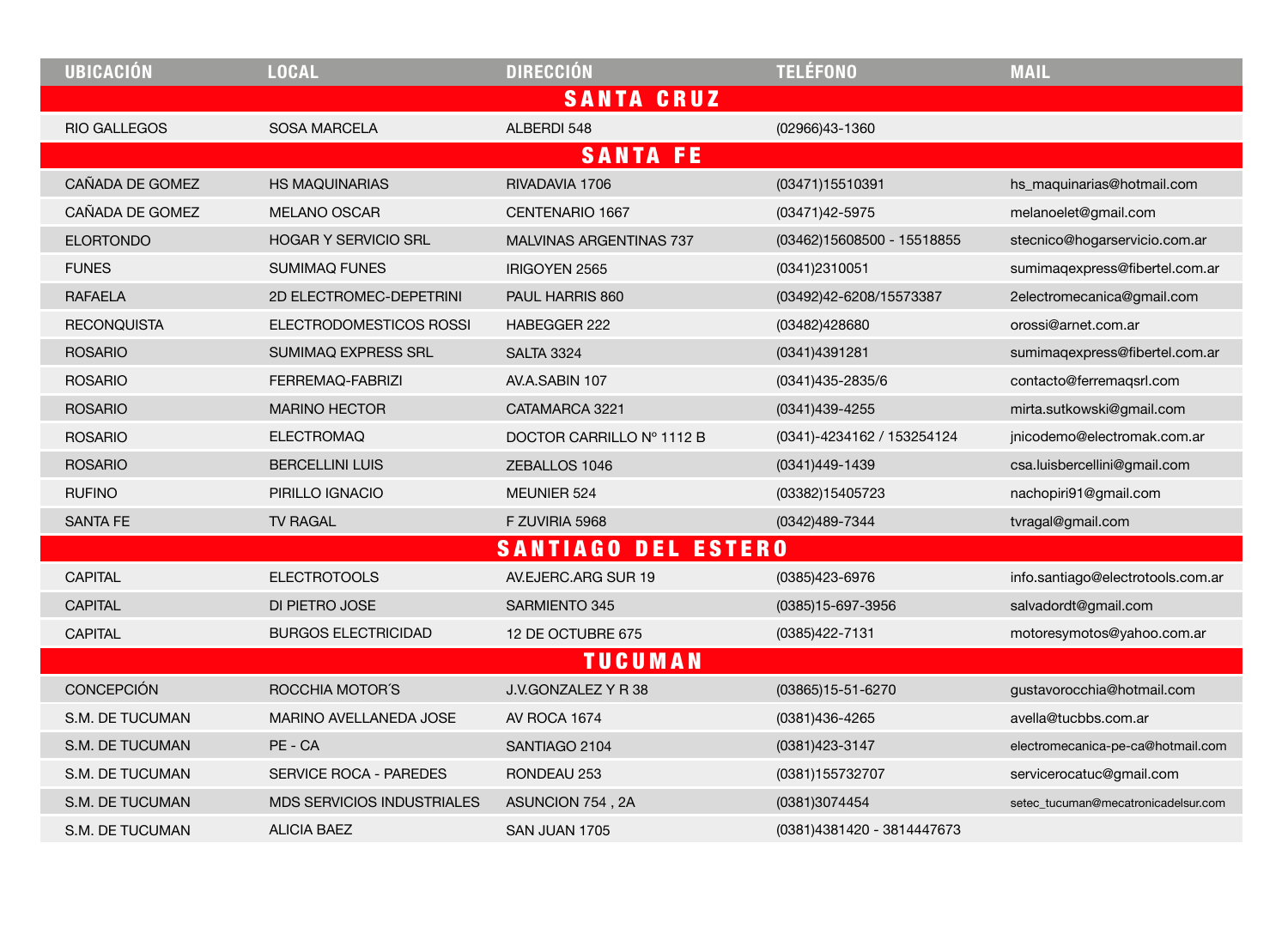| UBICACIÓN | LOCAL | DIRECCIÓN | TELÉFONO | MAIL |
|---|---|---|---|---|
| | | **SANTA CRUZ** | | |
| RIO GALLEGOS | SOSA MARCELA | ALBERDI 548 | (02966)43-1360 | |
| | | **SANTA FE** | | |
| CAÑADA DE GOMEZ | HS MAQUINARIAS | RIVADAVIA 1706 | (03471)15510391 | hs_maquinarias@hotmail.com |
| CAÑADA DE GOMEZ | MELANO OSCAR | CENTENARIO 1667 | (03471)42-5975 | melanoelet@gmail.com |
| ELORTONDO | HOGAR Y SERVICIO SRL | MALVINAS ARGENTINAS 737 | (03462)15608500 - 15518855 | stecnico@hogarservicio.com.ar |
| FUNES | SUMIMAQ FUNES | IRIGOYEN 2565 | (0341)2310051 | sumimaqexpress@fibertel.com.ar |
| RAFAELA | 2D ELECTROMEC-DEPETRINI | PAUL HARRIS 860 | (03492)42-6208/15573387 | 2electromecanica@gmail.com |
| RECONQUISTA | ELECTRODOMESTICOS ROSSI | HABEGGER 222 | (03482)428680 | orossi@arnet.com.ar |
| ROSARIO | SUMIMAQ EXPRESS SRL | SALTA 3324 | (0341)4391281 | sumimaqexpress@fibertel.com.ar |
| ROSARIO | FERREMAQ-FABRIZI | AV.A.SABIN 107 | (0341)435-2835/6 | contacto@ferremaqsrl.com |
| ROSARIO | MARINO HECTOR | CATAMARCA 3221 | (0341)439-4255 | mirta.sutkowski@gmail.com |
| ROSARIO | ELECTROMAQ | DOCTOR CARRILLO Nº 1112 B | (0341)-4234162 / 153254124 | jnicodemo@electromak.com.ar |
| ROSARIO | BERCELLINI LUIS | ZEBALLOS 1046 | (0341)449-1439 | csa.luisbercellini@gmail.com |
| RUFINO | PIRILLO IGNACIO | MEUNIER 524 | (03382)15405723 | nachopiri91@gmail.com |
| SANTA FE | TV RAGAL | F ZUVIRIA 5968 | (0342)489-7344 | tvragal@gmail.com |
| | | **SANTIAGO DEL ESTERO** | | |
| CAPITAL | ELECTROTOOLS | AV.EJERC.ARG SUR 19 | (0385)423-6976 | info.santiago@electrotools.com.ar |
| CAPITAL | DI PIETRO JOSE | SARMIENTO 345 | (0385)15-697-3956 | salvadordt@gmail.com |
| CAPITAL | BURGOS ELECTRICIDAD | 12 DE OCTUBRE 675 | (0385)422-7131 | motoresymotos@yahoo.com.ar |
| | | **TUCUMAN** | | |
| CONCEPCIÓN | ROCCHIA MOTOR´S | J.V.GONZALEZ Y R 38 | (03865)15-51-6270 | gustavorocchia@hotmail.com |
| S.M. DE TUCUMAN | MARINO AVELLANEDA JOSE | AV ROCA 1674 | (0381)436-4265 | avella@tucbbs.com.ar |
| S.M. DE TUCUMAN | PE - CA | SANTIAGO 2104 | (0381)423-3147 | electromecanica-pe-ca@hotmail.com |
| S.M. DE TUCUMAN | SERVICE ROCA - PAREDES | RONDEAU 253 | (0381)155732707 | servicerocatuc@gmail.com |
| S.M. DE TUCUMAN | MDS SERVICIOS INDUSTRIALES | ASUNCION 754 , 2A | (0381)3074454 | setec_tucuman@mecatronicadelsur.com |
| S.M. DE TUCUMAN | ALICIA BAEZ | SAN JUAN 1705 | (0381)4381420 - 3814447673 | |